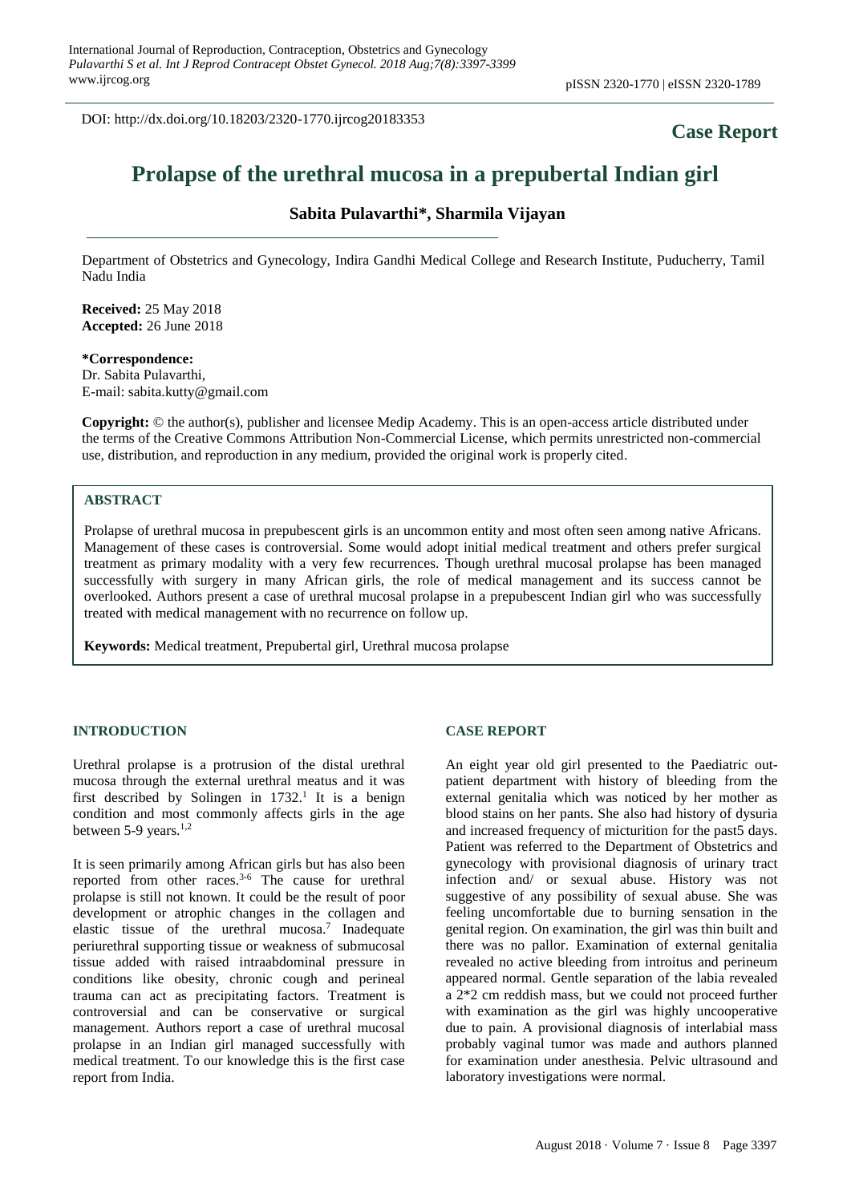DOI: http://dx.doi.org/10.18203/2320-1770.ijrcog20183353

**Case Report**

# Prolapse of the urethral mucosa in a prepubertal Indian girl

**Sabita Pulavarthi\*, Sharmila Vijayan**

Department of Obstetrics and Gynecology, Indira Gandhi Medical College and Research Institute, Puducherry, Tamil Nadu India

**Received:** 25 May 2018
**Accepted:** 26 June 2018

**\*Correspondence:**
Dr. Sabita Pulavarthi,
E-mail: sabita.kutty@gmail.com

**Copyright:** © the author(s), publisher and licensee Medip Academy. This is an open-access article distributed under the terms of the Creative Commons Attribution Non-Commercial License, which permits unrestricted non-commercial use, distribution, and reproduction in any medium, provided the original work is properly cited.

## ABSTRACT

Prolapse of urethral mucosa in prepubescent girls is an uncommon entity and most often seen among native Africans. Management of these cases is controversial. Some would adopt initial medical treatment and others prefer surgical treatment as primary modality with a very few recurrences. Though urethral mucosal prolapse has been managed successfully with surgery in many African girls, the role of medical management and its success cannot be overlooked. Authors present a case of urethral mucosal prolapse in a prepubescent Indian girl who was successfully treated with medical management with no recurrence on follow up.

**Keywords:** Medical treatment, Prepubertal girl, Urethral mucosa prolapse

## INTRODUCTION

Urethral prolapse is a protrusion of the distal urethral mucosa through the external urethral meatus and it was first described by Solingen in 1732.[1] It is a benign condition and most commonly affects girls in the age between 5-9 years.[1,2]

It is seen primarily among African girls but has also been reported from other races.[3-6] The cause for urethral prolapse is still not known. It could be the result of poor development or atrophic changes in the collagen and elastic tissue of the urethral mucosa.[7] Inadequate periurethral supporting tissue or weakness of submucosal tissue added with raised intraabdominal pressure in conditions like obesity, chronic cough and perineal trauma can act as precipitating factors. Treatment is controversial and can be conservative or surgical management. Authors report a case of urethral mucosal prolapse in an Indian girl managed successfully with medical treatment. To our knowledge this is the first case report from India.

## CASE REPORT

An eight year old girl presented to the Paediatric out-patient department with history of bleeding from the external genitalia which was noticed by her mother as blood stains on her pants. She also had history of dysuria and increased frequency of micturition for the past5 days. Patient was referred to the Department of Obstetrics and gynecology with provisional diagnosis of urinary tract infection and/ or sexual abuse. History was not suggestive of any possibility of sexual abuse. She was feeling uncomfortable due to burning sensation in the genital region. On examination, the girl was thin built and there was no pallor. Examination of external genitalia revealed no active bleeding from introitus and perineum appeared normal. Gentle separation of the labia revealed a 2*2 cm reddish mass, but we could not proceed further with examination as the girl was highly uncooperative due to pain. A provisional diagnosis of interlabial mass probably vaginal tumor was made and authors planned for examination under anesthesia. Pelvic ultrasound and laboratory investigations were normal.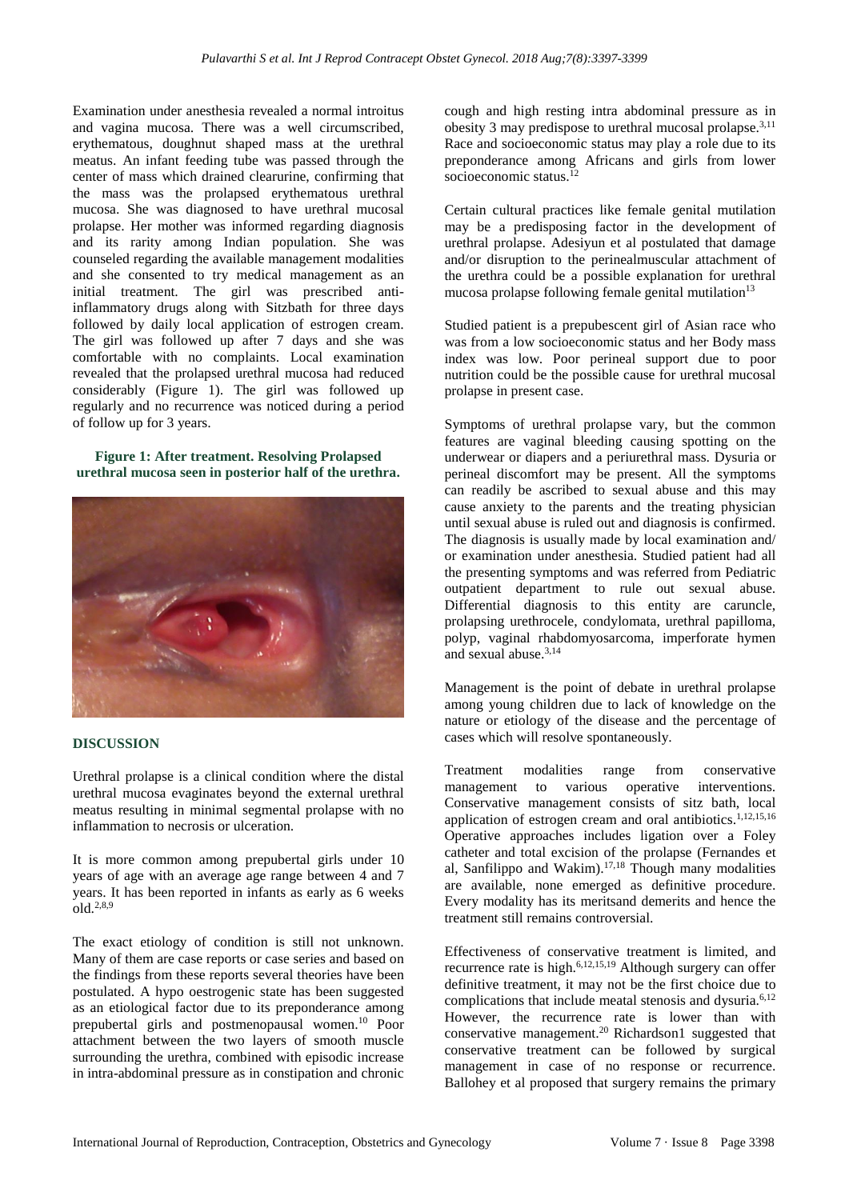Examination under anesthesia revealed a normal introitus and vagina mucosa. There was a well circumscribed, erythematous, doughnut shaped mass at the urethral meatus. An infant feeding tube was passed through the center of mass which drained clearurine, confirming that the mass was the prolapsed erythematous urethral mucosa. She was diagnosed to have urethral mucosal prolapse. Her mother was informed regarding diagnosis and its rarity among Indian population. She was counseled regarding the available management modalities and she consented to try medical management as an initial treatment. The girl was prescribed anti-inflammatory drugs along with Sitzbath for three days followed by daily local application of estrogen cream. The girl was followed up after 7 days and she was comfortable with no complaints. Local examination revealed that the prolapsed urethral mucosa had reduced considerably (Figure 1). The girl was followed up regularly and no recurrence was noticed during a period of follow up for 3 years.

**Figure 1: After treatment. Resolving Prolapsed urethral mucosa seen in posterior half of the urethra.**

## DISCUSSION

Urethral prolapse is a clinical condition where the distal urethral mucosa evaginates beyond the external urethral meatus resulting in minimal segmental prolapse with no inflammation to necrosis or ulceration.

It is more common among prepubertal girls under 10 years of age with an average age range between 4 and 7 years. It has been reported in infants as early as 6 weeks old.[2,8,9]

The exact etiology of condition is still not unknown. Many of them are case reports or case series and based on the findings from these reports several theories have been postulated. A hypo oestrogenic state has been suggested as an etiological factor due to its preponderance among prepubertal girls and postmenopausal women.[10] Poor attachment between the two layers of smooth muscle surrounding the urethra, combined with episodic increase in intra-abdominal pressure as in constipation and chronic cough and high resting intra abdominal pressure as in obesity 3 may predispose to urethral mucosal prolapse.[3,11] Race and socioeconomic status may play a role due to its preponderance among Africans and girls from lower socioeconomic status.[12]

Certain cultural practices like female genital mutilation may be a predisposing factor in the development of urethral prolapse. Adesiyun et al postulated that damage and/or disruption to the perinealmuscular attachment of the urethra could be a possible explanation for urethral mucosa prolapse following female genital mutilation[13]

Studied patient is a prepubescent girl of Asian race who was from a low socioeconomic status and her Body mass index was low. Poor perineal support due to poor nutrition could be the possible cause for urethral mucosal prolapse in present case.

Symptoms of urethral prolapse vary, but the common features are vaginal bleeding causing spotting on the underwear or diapers and a periurethral mass. Dysuria or perineal discomfort may be present. All the symptoms can readily be ascribed to sexual abuse and this may cause anxiety to the parents and the treating physician until sexual abuse is ruled out and diagnosis is confirmed. The diagnosis is usually made by local examination and/ or examination under anesthesia. Studied patient had all the presenting symptoms and was referred from Pediatric outpatient department to rule out sexual abuse. Differential diagnosis to this entity are caruncle, prolapsing urethrocele, condylomata, urethral papilloma, polyp, vaginal rhabdomyosarcoma, imperforate hymen and sexual abuse.[3,14]

Management is the point of debate in urethral prolapse among young children due to lack of knowledge on the nature or etiology of the disease and the percentage of cases which will resolve spontaneously.

Treatment modalities range from conservative management to various operative interventions. Conservative management consists of sitz bath, local application of estrogen cream and oral antibiotics.[1,12,15,16] Operative approaches includes ligation over a Foley catheter and total excision of the prolapse (Fernandes et al, Sanfilippo and Wakim).[17,18] Though many modalities are available, none emerged as definitive procedure. Every modality has its meritsand demerits and hence the treatment still remains controversial.

Effectiveness of conservative treatment is limited, and recurrence rate is high.[6,12,15,19] Although surgery can offer definitive treatment, it may not be the first choice due to complications that include meatal stenosis and dysuria.[6,12] However, the recurrence rate is lower than with conservative management.[20] Richardson1 suggested that conservative treatment can be followed by surgical management in case of no response or recurrence. Ballohey et al proposed that surgery remains the primary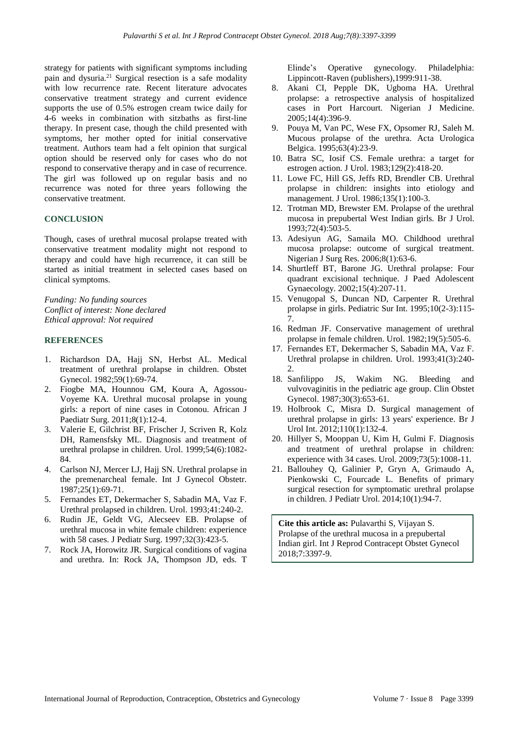strategy for patients with significant symptoms including pain and dysuria.[21] Surgical resection is a safe modality with low recurrence rate. Recent literature advocates conservative treatment strategy and current evidence supports the use of 0.5% estrogen cream twice daily for 4-6 weeks in combination with sitzbaths as first-line therapy. In present case, though the child presented with symptoms, her mother opted for initial conservative treatment. Authors team had a felt opinion that surgical option should be reserved only for cases who do not respond to conservative therapy and in case of recurrence. The girl was followed up on regular basis and no recurrence was noted for three years following the conservative treatment.

## CONCLUSION

Though, cases of urethral mucosal prolapse treated with conservative treatment modality might not respond to therapy and could have high recurrence, it can still be started as initial treatment in selected cases based on clinical symptoms.

*Funding: No funding sources*
*Conflict of interest: None declared*
*Ethical approval: Not required*

## REFERENCES

1. Richardson DA, Hajj SN, Herbst AL. Medical treatment of urethral prolapse in children. Obstet Gynecol. 1982;59(1):69-74.
2. Fiogbe MA, Hounnou GM, Koura A, Agossou-Voyeme KA. Urethral mucosal prolapse in young girls: a report of nine cases in Cotonou. African J Paediatr Surg. 2011;8(1):12-4.
3. Valerie E, Gilchrist BF, Frischer J, Scriven R, Kolz DH, Ramensfsky ML. Diagnosis and treatment of urethral prolapse in children. Urol. 1999;54(6):1082-84.
4. Carlson NJ, Mercer LJ, Hajj SN. Urethral prolapse in the premenarcheal female. Int J Gynecol Obstetr. 1987;25(1):69-71.
5. Fernandes ET, Dekermacher S, Sabadin MA, Vaz F. Urethral prolapsed in children. Urol. 1993;41:240-2.
6. Rudin JE, Geldt VG, Alecseev EB. Prolapse of urethral mucosa in white female children: experience with 58 cases. J Pediatr Surg. 1997;32(3):423-5.
7. Rock JA, Horowitz JR. Surgical conditions of vagina and urethra. In: Rock JA, Thompson JD, eds. T Elinde's Operative gynecology. Philadelphia: Lippincott-Raven (publishers),1999:911-38.
8. Akani CI, Pepple DK, Ugboma HA. Urethral prolapse: a retrospective analysis of hospitalized cases in Port Harcourt. Nigerian J Medicine. 2005;14(4):396-9.
9. Pouya M, Van PC, Wese FX, Opsomer RJ, Saleh M. Mucous prolapse of the urethra. Acta Urologica Belgica. 1995;63(4):23-9.
10. Batra SC, Iosif CS. Female urethra: a target for estrogen action. J Urol. 1983;129(2):418-20.
11. Lowe FC, Hill GS, Jeffs RD, Brendler CB. Urethral prolapse in children: insights into etiology and management. J Urol. 1986;135(1):100-3.
12. Trotman MD, Brewster EM. Prolapse of the urethral mucosa in prepubertal West Indian girls. Br J Urol. 1993;72(4):503-5.
13. Adesiyun AG, Samaila MO. Childhood urethral mucosa prolapse: outcome of surgical treatment. Nigerian J Surg Res. 2006;8(1):63-6.
14. Shurtleff BT, Barone JG. Urethral prolapse: Four quadrant excisional technique. J Paed Adolescent Gynaecology. 2002;15(4):207-11.
15. Venugopal S, Duncan ND, Carpenter R. Urethral prolapse in girls. Pediatric Sur Int. 1995;10(2-3):115-7.
16. Redman JF. Conservative management of urethral prolapse in female children. Urol. 1982;19(5):505-6.
17. Fernandes ET, Dekermacher S, Sabadin MA, Vaz F. Urethral prolapse in children. Urol. 1993;41(3):240-2.
18. Sanfilippo JS, Wakim NG. Bleeding and vulvovaginitis in the pediatric age group. Clin Obstet Gynecol. 1987;30(3):653-61.
19. Holbrook C, Misra D. Surgical management of urethral prolapse in girls: 13 years' experience. Br J Urol Int. 2012;110(1):132-4.
20. Hillyer S, Mooppan U, Kim H, Gulmi F. Diagnosis and treatment of urethral prolapse in children: experience with 34 cases. Urol. 2009;73(5):1008-11.
21. Ballouhey Q, Galinier P, Gryn A, Grimaudo A, Pienkowski C, Fourcade L. Benefits of primary surgical resection for symptomatic urethral prolapse in children. J Pediatr Urol. 2014;10(1):94-7.

**Cite this article as:** Pulavarthi S, Vijayan S. Prolapse of the urethral mucosa in a prepubertal Indian girl. Int J Reprod Contracept Obstet Gynecol 2018;7:3397-9.